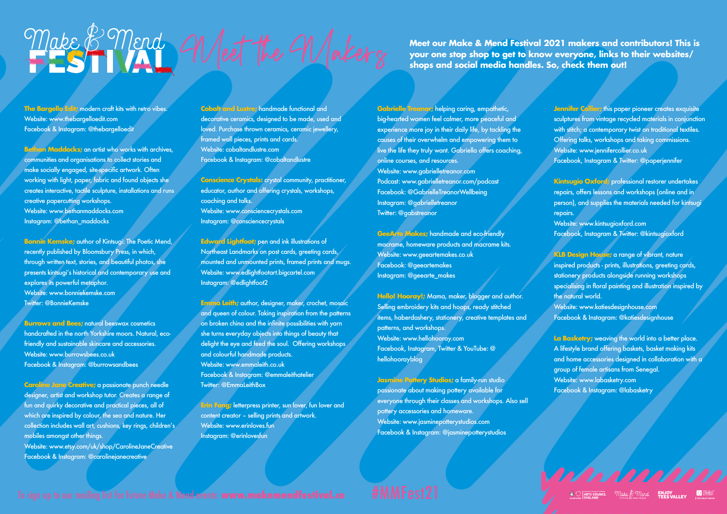# Make & Mend FESTIVAL — Meet the Makers

**Meet our Make & Mend Festival 2021 makers and contributors! This is your one stop shop to get to know everyone, links to their websites/ shops and social media handles. So, check them out!**

**The Bargello Edit;** modern craft kits with retro vibes.
Website: www.thebargelloedit.com
Facebook & Instagram: @thebargelloedit

**Bethan Maddocks;** an artist who works with archives, communities and organisations to collect stories and make socially engaged, site-specific artwork. Often working with light, paper, fabric and found objects she creates interactive, tactile sculpture, installations and runs creative papercutting workshops.
Website: www.bethanmaddocks.com
Instagram: @bethan_maddocks

**Bonnie Kemske;** author of Kintsugi: The Poetic Mend, recently published by Bloomsbury Press, in which, through written text, stories, and beautiful photos, she presents kintsugi's historical and contemporary use and explores its powerful metaphor.
Website: www.bonniekemske.com
Twitter: @BonnieKemske

**Burrows and Bees;** natural beeswax cosmetics handcrafted in the north Yorkshire moors. Natural, eco-friendly and sustainable skincare and accessories.
Website: www.burrowsbees.co.uk
Facebook & Instagram: @burrowsandbees

**Caroline Jane Creative;** a passionate punch needle designer, artist and workshop tutor. Creates a range of fun and quirky decorative and practical pieces, all of which are inspired by colour, the sea and nature. Her collection includes wall art, cushions, key rings, children's mobiles amongst other things.
Website: www.etsy.com/uk/shop/CarolineJaneCreative
Facebook & Instagram: @carolinejanecreative

**Cobalt and Lustre;** handmade functional and decorative ceramics, designed to be made, used and loved. Purchase thrown ceramics, ceramic jewellery, framed wall pieces, prints and cards.
Website: cobaltandlustre.com
Facebook & Instagram: @cobaltandlustre

**Conscience Crystals:** crystal community, practitioner, educator, author and offering crystals, workshops, coaching and talks.
Website: www.consciencecrystals.com
Instagram: @consciencecrystals

**Edward Lightfoot;** pen and ink illustrations of Northeast Landmarks on post cards, greeting cards, mounted and unmounted prints, framed prints and mugs.
Website: www.edlightfootart.bigcartel.com
Instagram: @edlightfoot2

**Emma Leith;** author, designer, maker, crochet, mosaic and queen of colour. Taking inspiration from the patterns on broken china and the infinite possibilities with yarn she turns everyday objects into things of beauty that delight the eye and feed the soul. Offering workshops and colourful handmade products.
Website: www.emmaleith.co.uk
Facebook & Instagram: @emmaleithatelier
Twitter: @EmmaLeithBox

**Erin Fong;** letterpress printer, sun lover, fun lover and content creator – selling prints and artwork.
Website: www.erinloves.fun
Instagram: @erinlovesfun

**Gabrielle Treanor;** helping caring, empathetic, big-hearted women feel calmer, more peaceful and experience more joy in their daily life, by tackling the causes of their overwhelm and empowering them to live the life they truly want. Gabriella offers coaching, online courses, and resources.
Website: www.gabrielletreanor.com
Podcast: www.gabrielletreanor.com/podcast
Facebook: @GabrielleTreanorWellbeing
Instagram: @gabrielletreanor
Twitter: @gabstreanor

**GeeArte Makes;** handmade and eco-friendly macrame, homeware products and macrame kits.
Website: www.geeartemakes.co.uk
Facebook: @geeartemakes
Instagram: @geearte_makes

**Hello! Hooray!;** Mama, maker, blogger and author. Selling embroidery kits and hoops, ready stitched items, haberdashery, stationery, creative templates and patterns, and workshops.
Website: www.hellohooray.com
Facebook, Instagram, Twitter & YouTube: @hellohoorayblog

**Jasmine Pottery Studios;** a family-run studio passionate about making pottery available for everyone through their classes and workshops. Also sell pottery accessories and homeware.
Website: www.jasminepotterystudios.com
Facebook & Instagram: @jasminepotterystudios

**Jennifer Collier;** this paper pioneer creates exquisite sculptures from vintage recycled materials in conjunction with stitch; a contemporary twist on traditional textiles. Offering talks, workshops and taking commissions.
Website: www.jennifercollier.co.uk
Facebook, Instagram & Twitter: @paperjennifer

**Kintsugio Oxford;** professional restorer undertakes repairs, offers lessons and workshops (online and in person), and supplies the materials needed for kintsugi repairs.
Website: www.kintsugioxford.com
Facebook, Instagram & Twitter: @kintsugioxford

**KLB Design House;** a range of vibrant, nature inspired products - prints, illustrations, greeting cards, stationery products alongside running workshops specialising in floral painting and illustration inspired by the natural world.
Website: www.katiesdesignhouse.com
Facebook & Instagram: @katiesdesignhouse

**La Basketry;** weaving the world into a better place. A lifestyle brand offering baskets, basket making kits and home accessories designed in collaboration with a group of female artisans from Senegal.
Website: www.labasketry.com
Facebook & Instagram: @labasketry

To sign up to our mailing list for future Make & Mend events: **www.makemendfestival.co** #MMFest21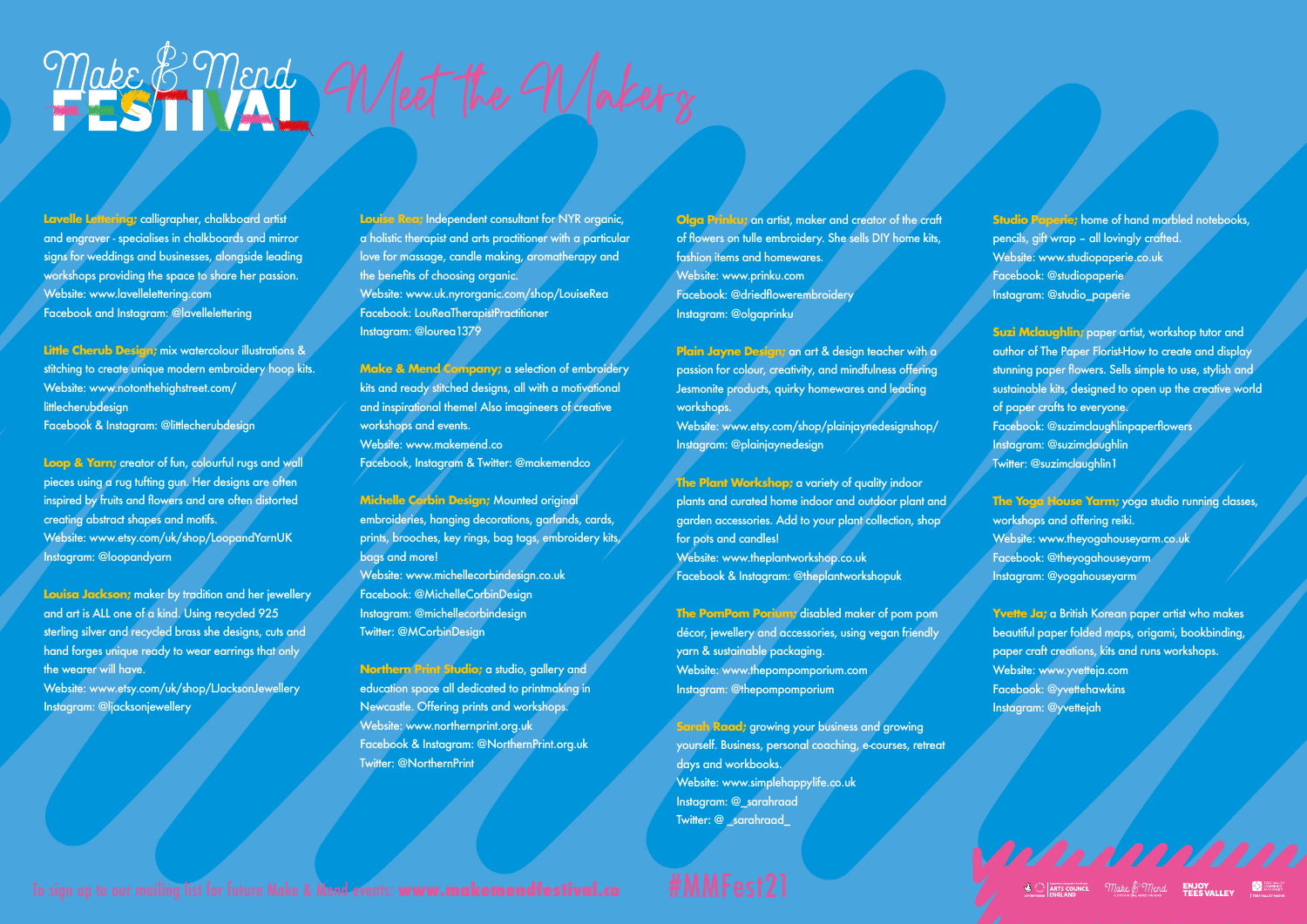# Make & Mend FESTIVAL Meet the Makers

**Lavelle Lettering;** calligrapher, chalkboard artist and engraver - specialises in chalkboards and mirror signs for weddings and businesses, alongside leading workshops providing the space to share her passion.
Website: www.lavellelettering.com
Facebook and Instagram: @lavellelettering

**Little Cherub Design;** mix watercolour illustrations & stitching to create unique modern embroidery hoop kits.
Website: www.notonthehighstreet.com/littlecherubdesign
Facebook & Instagram: @littlecherubdesign

**Loop & Yarn;** creator of fun, colourful rugs and wall pieces using a rug tufting gun. Her designs are often inspired by fruits and flowers and are often distorted creating abstract shapes and motifs.
Website: www.etsy.com/uk/shop/LoopandYarnUK
Instagram: @loopandyarn

**Louisa Jackson;** maker by tradition and her jewellery and art is ALL one of a kind. Using recycled 925 sterling silver and recycled brass she designs, cuts and hand forges unique ready to wear earrings that only the wearer will have.
Website: www.etsy.com/uk/shop/LJacksonJewellery
Instagram: @ljacksonjewellery

**Louise Rea;** Independent consultant for NYR organic, a holistic therapist and arts practitioner with a particular love for massage, candle making, aromatherapy and the benefits of choosing organic.
Website: www.uk.nyrorganic.com/shop/LouiseRea
Facebook: LouReaTherapistPractitioner
Instagram: @lourea1379

**Make & Mend Company;** a selection of embroidery kits and ready stitched designs, all with a motivational and inspirational theme! Also imagineers of creative workshops and events.
Website: www.makemend.co
Facebook, Instagram & Twitter: @makemendco

**Michelle Corbin Design;** Mounted original embroideries, hanging decorations, garlands, cards, prints, brooches, key rings, bag tags, embroidery kits, bags and more!
Website: www.michellecorbindesign.co.uk
Facebook: @MichelleCorbinDesign
Instagram: @michellecorbindesign
Twitter: @MCorbinDesign

**Northern Print Studio;** a studio, gallery and education space all dedicated to printmaking in Newcastle. Offering prints and workshops.
Website: www.northernprint.org.uk
Facebook & Instagram: @NorthernPrint.org.uk
Twitter: @NorthernPrint

**Olga Prinku;** an artist, maker and creator of the craft of flowers on tulle embroidery. She sells DIY home kits, fashion items and homewares.
Website: www.prinku.com
Facebook: @driedflowerembroidery
Instagram: @olgaprinku

**Plain Jayne Design;** an art & design teacher with a passion for colour, creativity, and mindfulness offering Jesmonite products, quirky homewares and leading workshops.
Website: www.etsy.com/shop/plainjaynedesignshop/
Instagram: @plainjaynedesign

**The Plant Workshop;** a variety of quality indoor plants and curated home indoor and outdoor plant and garden accessories. Add to your plant collection, shop for pots and candles!
Website: www.theplantworkshop.co.uk
Facebook & Instagram: @theplantworkshopuk

**The PomPom Porium;** disabled maker of pom pom décor, jewellery and accessories, using vegan friendly yarn & sustainable packaging.
Website: www.thepompomporium.com
Instagram: @thepompomporium

**Sarah Raad;** growing your business and growing yourself. Business, personal coaching, e-courses, retreat days and workbooks.
Website: www.simplehappylife.co.uk
Instagram: @_sarahraad
Twitter: @ _sarahraad_

**Studio Paperie;** home of hand marbled notebooks, pencils, gift wrap – all lovingly crafted.
Website: www.studiopaperie.co.uk
Facebook: @studiopaperie
Instagram: @studio_paperie

**Suzi Mclaughlin;** paper artist, workshop tutor and author of The Paper Florist-How to create and display stunning paper flowers. Sells simple to use, stylish and sustainable kits, designed to open up the creative world of paper crafts to everyone.
Facebook: @suzimclaughlinpaperflowers
Instagram: @suzimclaughlin
Twitter: @suzimclaughlin1

**The Yoga House Yarm;** yoga studio running classes, workshops and offering reiki.
Website: www.theyogahouseyarm.co.uk
Facebook: @theyogahouseyarm
Instagram: @yogahouseyarm

**Yvette Ja;** a British Korean paper artist who makes beautiful paper folded maps, origami, bookbinding, paper craft creations, kits and runs workshops.
Website: www.yvetteja.com
Facebook: @yvettehawkins
Instagram: @yvettejah

To sign up to our mailing list for future Make & Mend events: **www.makemendfestival.co** #MMFest21

ARTS COUNCIL ENGLAND · Make & Mend · ENJOY TEES VALLEY